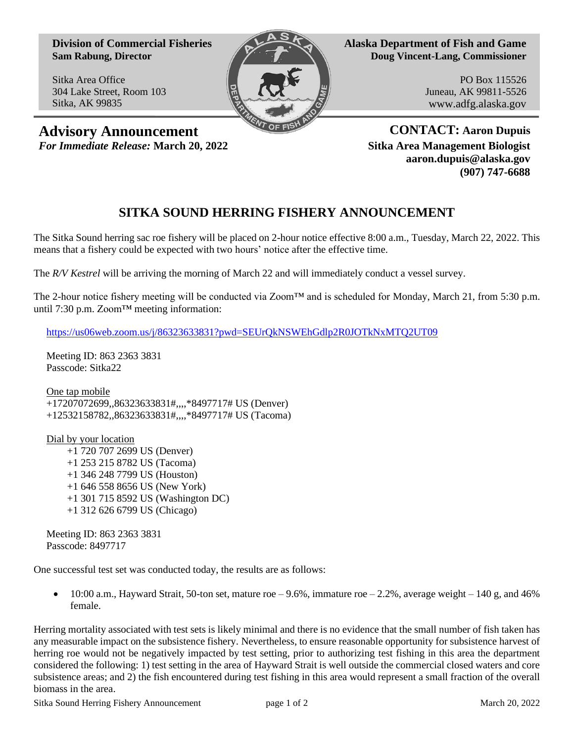**Division of Commercial Fisheries**
**Sam Rabung, Director**

Sitka Area Office
304 Lake Street, Room 103
Sitka, AK 99835

**Alaska Department of Fish and Game**
**Doug Vincent-Lang, Commissioner**

PO Box 115526
Juneau, AK 99811-5526
www.adfg.alaska.gov

## Advisory Announcement

***For Immediate Release:*** **March 20, 2022**

**CONTACT: Aaron Dupuis**
**Sitka Area Management Biologist**
**aaron.dupuis@alaska.gov**
**(907) 747-6688**

# SITKA SOUND HERRING FISHERY ANNOUNCEMENT

The Sitka Sound herring sac roe fishery will be placed on 2-hour notice effective 8:00 a.m., Tuesday, March 22, 2022. This means that a fishery could be expected with two hours' notice after the effective time.

The *R/V Kestrel* will be arriving the morning of March 22 and will immediately conduct a vessel survey.

The 2-hour notice fishery meeting will be conducted via Zoom™ and is scheduled for Monday, March 21, from 5:30 p.m. until 7:30 p.m. Zoom™ meeting information:

https://us06web.zoom.us/j/86323633831?pwd=SEUrQkNSWEhGdlp2R0JOTkNxMTQ2UT09

Meeting ID: 863 2363 3831
Passcode: Sitka22

One tap mobile
+17207072699,,86323633831#,,,,*8497717# US (Denver)
+12532158782,,86323633831#,,,,*8497717# US (Tacoma)

Dial by your location
+1 720 707 2699 US (Denver)
+1 253 215 8782 US (Tacoma)
+1 346 248 7799 US (Houston)
+1 646 558 8656 US (New York)
+1 301 715 8592 US (Washington DC)
+1 312 626 6799 US (Chicago)

Meeting ID: 863 2363 3831
Passcode: 8497717

One successful test set was conducted today, the results are as follows:

- 10:00 a.m., Hayward Strait, 50-ton set, mature roe – 9.6%, immature roe – 2.2%, average weight – 140 g, and 46% female.

Herring mortality associated with test sets is likely minimal and there is no evidence that the small number of fish taken has any measurable impact on the subsistence fishery. Nevertheless, to ensure reasonable opportunity for subsistence harvest of herring roe would not be negatively impacted by test setting, prior to authorizing test fishing in this area the department considered the following: 1) test setting in the area of Hayward Strait is well outside the commercial closed waters and core subsistence areas; and 2) the fish encountered during test fishing in this area would represent a small fraction of the overall biomass in the area.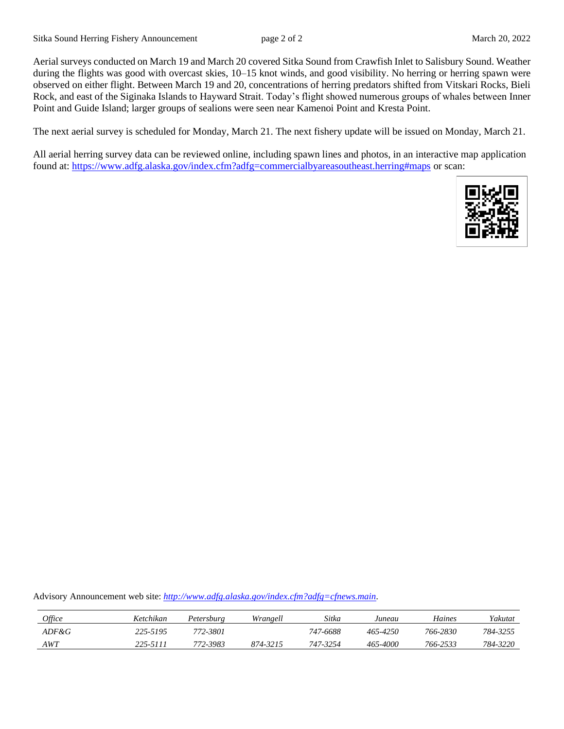Aerial surveys conducted on March 19 and March 20 covered Sitka Sound from Crawfish Inlet to Salisbury Sound. Weather during the flights was good with overcast skies, 10–15 knot winds, and good visibility. No herring or herring spawn were observed on either flight. Between March 19 and 20, concentrations of herring predators shifted from Vitskari Rocks, Bieli Rock, and east of the Siginaka Islands to Hayward Strait. Today's flight showed numerous groups of whales between Inner Point and Guide Island; larger groups of sealions were seen near Kamenoi Point and Kresta Point.

The next aerial survey is scheduled for Monday, March 21. The next fishery update will be issued on Monday, March 21.

All aerial herring survey data can be reviewed online, including spawn lines and photos, in an interactive map application found at: [https://www.adfg.alaska.gov/index.cfm?adfg=commercialbyareasoutheast.herring#maps](https://www.adfg.alaska.gov/index.cfm?adfg=commercialbyareasoutheast.herring#maps) or scan:

Advisory Announcement web site: *[http://www.adfg.alaska.gov/index.cfm?adfg=cfnews.main](http://www.adfg.alaska.gov/index.cfm?adfg=cfnews.main)*.

| *Office* | *Ketchikan* | *Petersburg* | *Wrangell* | *Sitka* | *Juneau* | *Haines* | *Yakutat* |
|---|---|---|---|---|---|---|---|
| *ADF&G* | *225-5195* | *772-3801* | | *747-6688* | *465-4250* | *766-2830* | *784-3255* |
| *AWT* | *225-5111* | *772-3983* | *874-3215* | *747-3254* | *465-4000* | *766-2533* | *784-3220* |